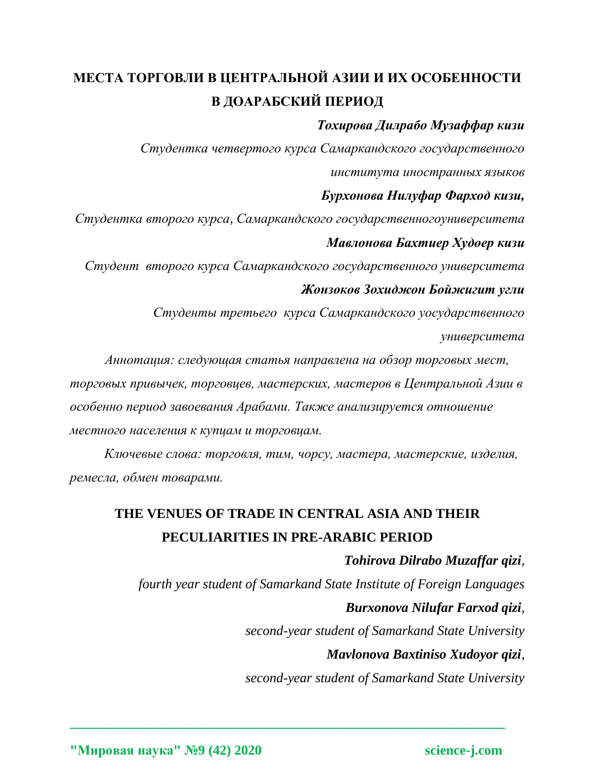# МЕСТА ТОРГОВЛИ В ЦЕНТРАЛЬНОЙ АЗИИ И ИХ ОСОБЕННОСТИ В ДОАРАБСКИЙ ПЕРИОД

***Тохирова Дилрабо Музаффар кизи***

*Студентка четвертого курса Самаркандского государственного института иностранных языков*

***Бурхонова Нилуфар Фарход кизи,***

*Студентка второго курса, Самаркандского государственногоуниверситета*

***Мавлонова Бахтиер Худоер кизи***

*Студент второго курса Самаркандского государственного университета*

***Жонзоков Зохиджон Бойжигит угли***

*Студенты третьего курса Самаркандского уосударственного университета*

*Аннотация: следующая статья направлена на обзор торговых мест, торговых привычек, торговцев, мастерских, мастеров в Центральной Азии в особенно период завоевания Арабами. Также анализируется отношение местного населения к купцам и торговцам.*

*Ключевые слова: торговля, тим, чорсу, мастера, мастерские, изделия, ремесла, обмен товарами.*

# THE VENUES OF TRADE IN CENTRAL ASIA AND THEIR PECULIARITIES IN PRE-ARABIC PERIOD

***Tohirova Dilrabo Muzaffar qizi****,*

*fourth year student of Samarkand State Institute of Foreign Languages*

***Burxonova Nilufar Farxod qizi****,*

*second-year student of Samarkand State University*

***Mavlonova Baxtiniso Xudoyor qizi****,*

*second-year student of Samarkand State University*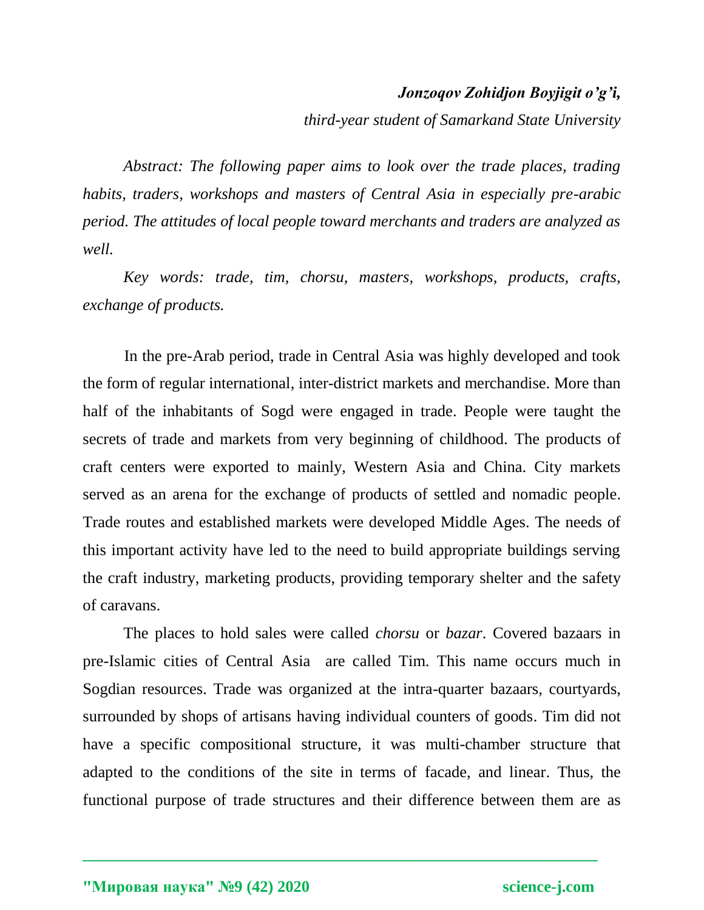***Jonzoqov Zohidjon Boyjigit o'g'i,***

*third-year student of Samarkand State University*

*Abstract: The following paper aims to look over the trade places, trading habits, traders, workshops and masters of Central Asia in especially pre-arabic period. The attitudes of local people toward merchants and traders are analyzed as well.*

*Key words: trade, tim, chorsu, masters, workshops, products, crafts, exchange of products.*

In the pre-Arab period, trade in Central Asia was highly developed and took the form of regular international, inter-district markets and merchandise. More than half of the inhabitants of Sogd were engaged in trade. People were taught the secrets of trade and markets from very beginning of childhood. The products of craft centers were exported to mainly, Western Asia and China. City markets served as an arena for the exchange of products of settled and nomadic people. Trade routes and established markets were developed Middle Ages. The needs of this important activity have led to the need to build appropriate buildings serving the craft industry, marketing products, providing temporary shelter and the safety of caravans.

The places to hold sales were called *chorsu* or *bazar*. Covered bazaars in pre-Islamic cities of Central Asia are called Tim. This name occurs much in Sogdian resources. Trade was organized at the intra-quarter bazaars, courtyards, surrounded by shops of artisans having individual counters of goods. Tim did not have a specific compositional structure, it was multi-chamber structure that adapted to the conditions of the site in terms of facade, and linear. Thus, the functional purpose of trade structures and their difference between them are as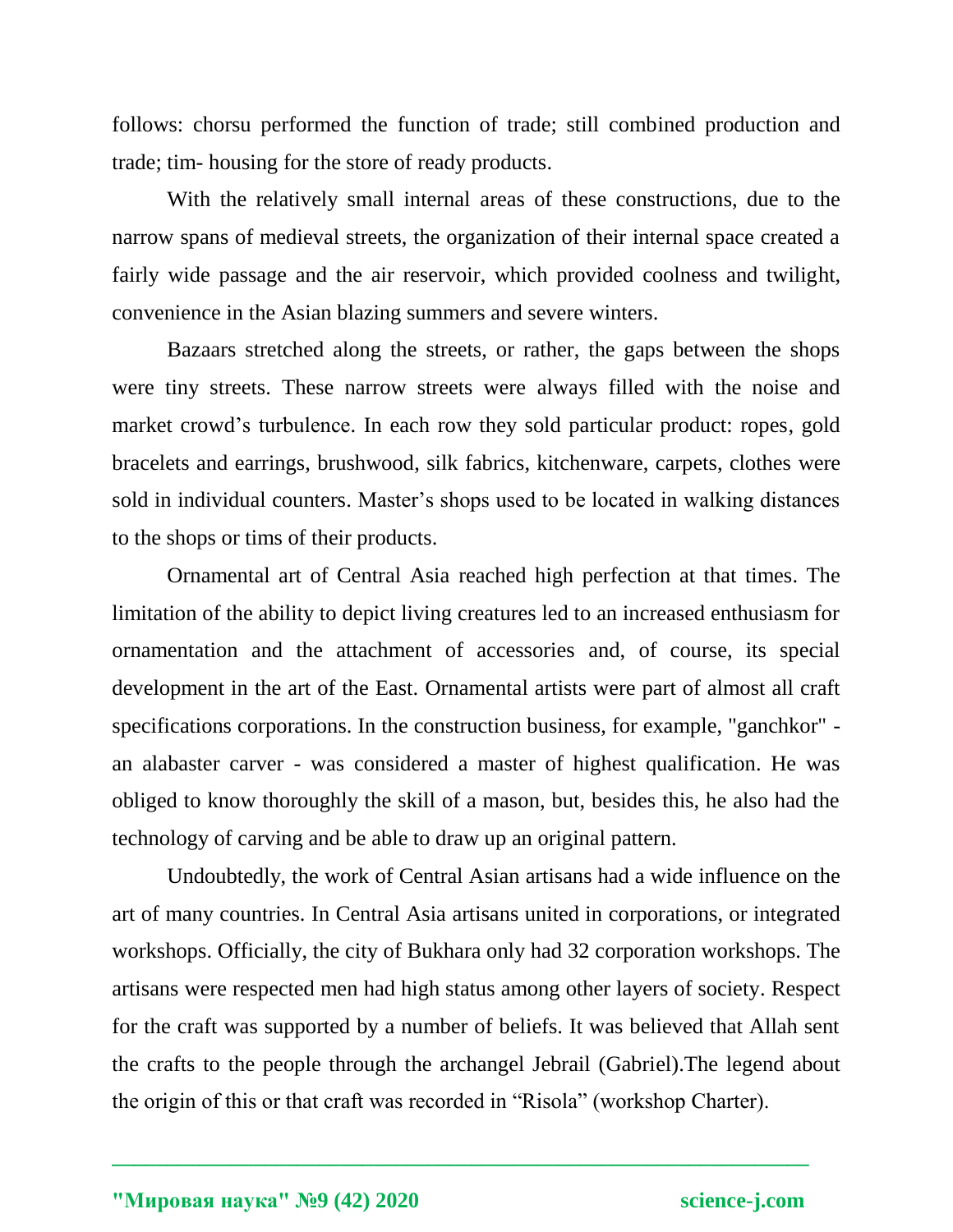follows: chorsu performed the function of trade; still combined production and trade; tim- housing for the store of ready products.

With the relatively small internal areas of these constructions, due to the narrow spans of medieval streets, the organization of their internal space created a fairly wide passage and the air reservoir, which provided coolness and twilight, convenience in the Asian blazing summers and severe winters.

Bazaars stretched along the streets, or rather, the gaps between the shops were tiny streets. These narrow streets were always filled with the noise and market crowd's turbulence. In each row they sold particular product: ropes, gold bracelets and earrings, brushwood, silk fabrics, kitchenware, carpets, clothes were sold in individual counters. Master's shops used to be located in walking distances to the shops or tims of their products.

Ornamental art of Central Asia reached high perfection at that times. The limitation of the ability to depict living creatures led to an increased enthusiasm for ornamentation and the attachment of accessories and, of course, its special development in the art of the East. Ornamental artists were part of almost all craft specifications corporations. In the construction business, for example, "ganchkor" - an alabaster carver - was considered a master of highest qualification. He was obliged to know thoroughly the skill of a mason, but, besides this, he also had the technology of carving and be able to draw up an original pattern.

Undoubtedly, the work of Central Asian artisans had a wide influence on the art of many countries. In Central Asia artisans united in corporations, or integrated workshops. Officially, the city of Bukhara only had 32 corporation workshops. The artisans were respected men had high status among other layers of society. Respect for the craft was supported by a number of beliefs. It was believed that Allah sent the crafts to the people through the archangel Jebrail (Gabriel).The legend about the origin of this or that craft was recorded in "Risola" (workshop Charter).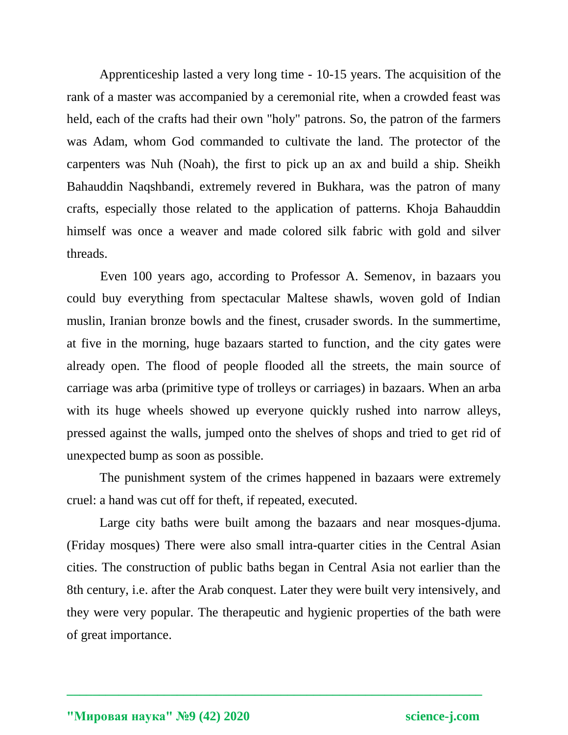Apprenticeship lasted a very long time - 10-15 years. The acquisition of the rank of a master was accompanied by a ceremonial rite, when a crowded feast was held, each of the crafts had their own "holy" patrons. So, the patron of the farmers was Adam, whom God commanded to cultivate the land. The protector of the carpenters was Nuh (Noah), the first to pick up an ax and build a ship. Sheikh Bahauddin Naqshbandi, extremely revered in Bukhara, was the patron of many crafts, especially those related to the application of patterns. Khoja Bahauddin himself was once a weaver and made colored silk fabric with gold and silver threads.

Even 100 years ago, according to Professor A. Semenov, in bazaars you could buy everything from spectacular Maltese shawls, woven gold of Indian muslin, Iranian bronze bowls and the finest, crusader swords. In the summertime, at five in the morning, huge bazaars started to function, and the city gates were already open. The flood of people flooded all the streets, the main source of carriage was arba (primitive type of trolleys or carriages) in bazaars. When an arba with its huge wheels showed up everyone quickly rushed into narrow alleys, pressed against the walls, jumped onto the shelves of shops and tried to get rid of unexpected bump as soon as possible.

The punishment system of the crimes happened in bazaars were extremely cruel: a hand was cut off for theft, if repeated, executed.

Large city baths were built among the bazaars and near mosques-djuma. (Friday mosques) There were also small intra-quarter cities in the Central Asian cities. The construction of public baths began in Central Asia not earlier than the 8th century, i.e. after the Arab conquest. Later they were built very intensively, and they were very popular. The therapeutic and hygienic properties of the bath were of great importance.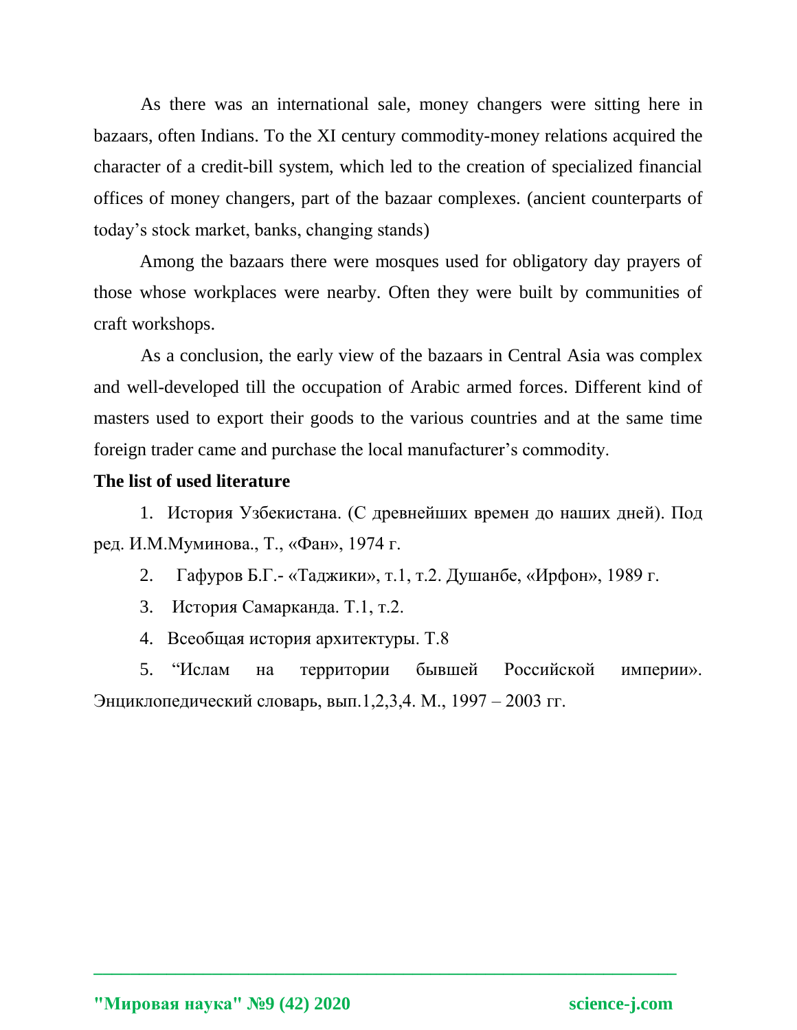As there was an international sale, money changers were sitting here in bazaars, often Indians. To the XI century commodity-money relations acquired the character of a credit-bill system, which led to the creation of specialized financial offices of money changers, part of the bazaar complexes. (ancient counterparts of today's stock market, banks, changing stands)

Among the bazaars there were mosques used for obligatory day prayers of those whose workplaces were nearby. Often they were built by communities of craft workshops.

As a conclusion, the early view of the bazaars in Central Asia was complex and well-developed till the occupation of Arabic armed forces. Different kind of masters used to export their goods to the various countries and at the same time foreign trader came and purchase the local manufacturer's commodity.

**The list of used literature**

1. История Узбекистана. (С древнейших времен до наших дней). Под ред. И.М.Муминова., Т., «Фан», 1974 г.
2. Гафуров Б.Г.- «Таджики», т.1, т.2. Душанбе, «Ирфон», 1989 г.
3. История Самарканда. Т.1, т.2.
4. Всеобщая история архитектуры. Т.8
5. "Ислам на территории бывшей Российской империи». Энциклопедический словарь, вып.1,2,3,4. М., 1997 – 2003 гг.